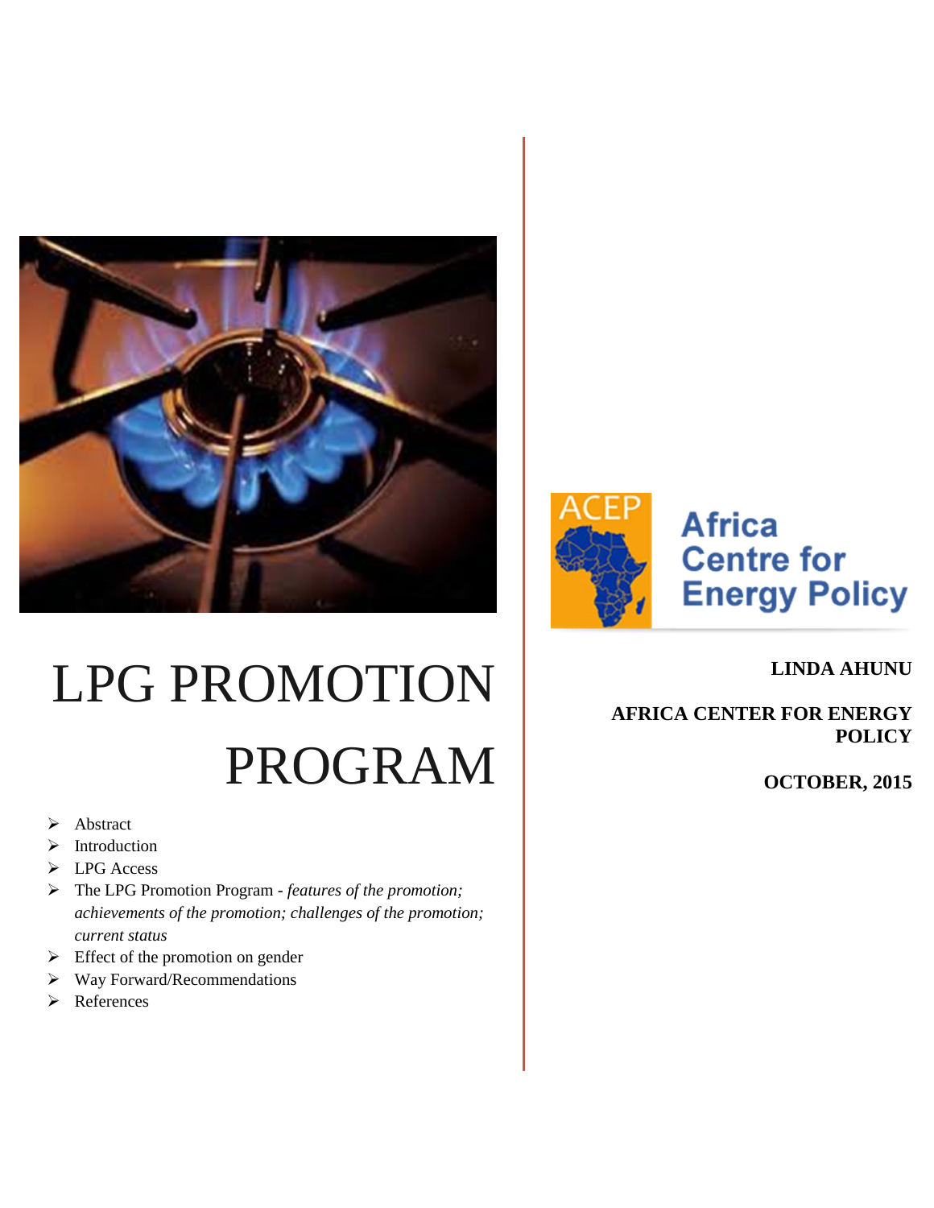# LPG PROMOTION PROGRAM

- Abstract
- Introduction
- LPG Access
- The LPG Promotion Program - *features of the promotion; achievements of the promotion; challenges of the promotion; current status*
- Effect of the promotion on gender
- Way Forward/Recommendations
- References

ACEP Africa Centre for Energy Policy

**LINDA AHUNU**

**AFRICA CENTER FOR ENERGY POLICY**

**OCTOBER, 2015**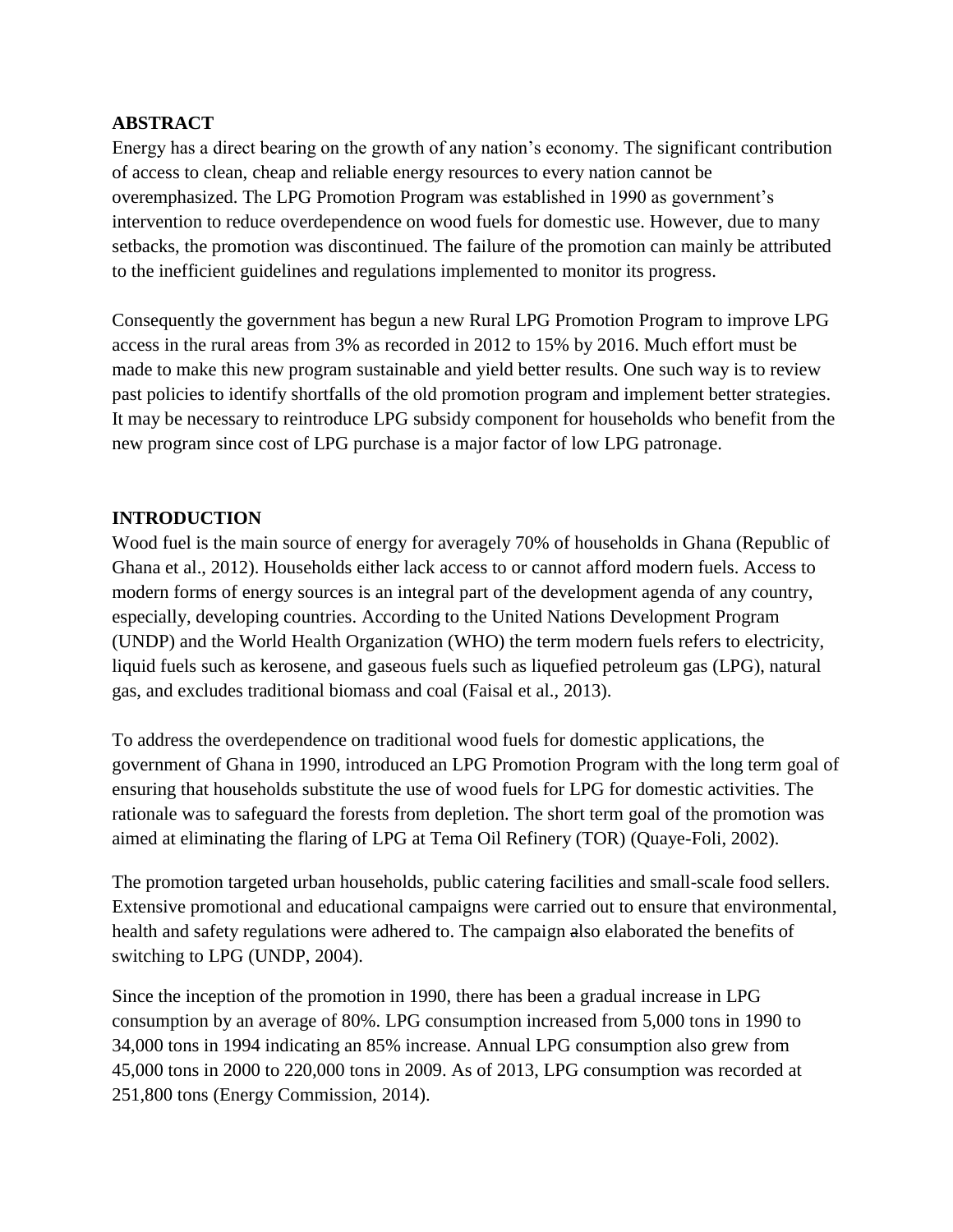## ABSTRACT

Energy has a direct bearing on the growth of any nation's economy. The significant contribution of access to clean, cheap and reliable energy resources to every nation cannot be overemphasized. The LPG Promotion Program was established in 1990 as government's intervention to reduce overdependence on wood fuels for domestic use. However, due to many setbacks, the promotion was discontinued. The failure of the promotion can mainly be attributed to the inefficient guidelines and regulations implemented to monitor its progress.

Consequently the government has begun a new Rural LPG Promotion Program to improve LPG access in the rural areas from 3% as recorded in 2012 to 15% by 2016. Much effort must be made to make this new program sustainable and yield better results. One such way is to review past policies to identify shortfalls of the old promotion program and implement better strategies. It may be necessary to reintroduce LPG subsidy component for households who benefit from the new program since cost of LPG purchase is a major factor of low LPG patronage.

## INTRODUCTION

Wood fuel is the main source of energy for averagely 70% of households in Ghana (Republic of Ghana et al., 2012). Households either lack access to or cannot afford modern fuels. Access to modern forms of energy sources is an integral part of the development agenda of any country, especially, developing countries. According to the United Nations Development Program (UNDP) and the World Health Organization (WHO) the term modern fuels refers to electricity, liquid fuels such as kerosene, and gaseous fuels such as liquefied petroleum gas (LPG), natural gas, and excludes traditional biomass and coal (Faisal et al., 2013).

To address the overdependence on traditional wood fuels for domestic applications, the government of Ghana in 1990, introduced an LPG Promotion Program with the long term goal of ensuring that households substitute the use of wood fuels for LPG for domestic activities. The rationale was to safeguard the forests from depletion. The short term goal of the promotion was aimed at eliminating the flaring of LPG at Tema Oil Refinery (TOR) (Quaye-Foli, 2002).

The promotion targeted urban households, public catering facilities and small-scale food sellers. Extensive promotional and educational campaigns were carried out to ensure that environmental, health and safety regulations were adhered to. The campaign also elaborated the benefits of switching to LPG (UNDP, 2004).

Since the inception of the promotion in 1990, there has been a gradual increase in LPG consumption by an average of 80%. LPG consumption increased from 5,000 tons in 1990 to 34,000 tons in 1994 indicating an 85% increase. Annual LPG consumption also grew from 45,000 tons in 2000 to 220,000 tons in 2009. As of 2013, LPG consumption was recorded at 251,800 tons (Energy Commission, 2014).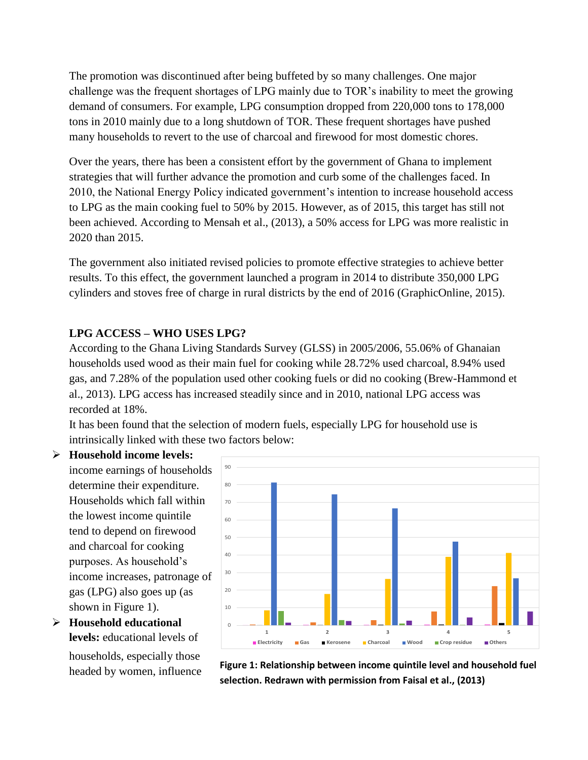The promotion was discontinued after being buffeted by so many challenges. One major challenge was the frequent shortages of LPG mainly due to TOR's inability to meet the growing demand of consumers. For example, LPG consumption dropped from 220,000 tons to 178,000 tons in 2010 mainly due to a long shutdown of TOR. These frequent shortages have pushed many households to revert to the use of charcoal and firewood for most domestic chores.

Over the years, there has been a consistent effort by the government of Ghana to implement strategies that will further advance the promotion and curb some of the challenges faced. In 2010, the National Energy Policy indicated government's intention to increase household access to LPG as the main cooking fuel to 50% by 2015. However, as of 2015, this target has still not been achieved. According to Mensah et al., (2013), a 50% access for LPG was more realistic in 2020 than 2015.

The government also initiated revised policies to promote effective strategies to achieve better results. To this effect, the government launched a program in 2014 to distribute 350,000 LPG cylinders and stoves free of charge in rural districts by the end of 2016 (GraphicOnline, 2015).

## LPG ACCESS – WHO USES LPG?

According to the Ghana Living Standards Survey (GLSS) in 2005/2006, 55.06% of Ghanaian households used wood as their main fuel for cooking while 28.72% used charcoal, 8.94% used gas, and 7.28% of the population used other cooking fuels or did no cooking (Brew-Hammond et al., 2013). LPG access has increased steadily since and in 2010, national LPG access was recorded at 18%.

It has been found that the selection of modern fuels, especially LPG for household use is intrinsically linked with these two factors below:

- **Household income levels:** income earnings of households determine their expenditure. Households which fall within the lowest income quintile tend to depend on firewood and charcoal for cooking purposes. As household's income increases, patronage of gas (LPG) also goes up (as shown in Figure 1).
- **Household educational levels:** educational levels of households, especially those headed by women, influence

**Figure 1: Relationship between income quintile level and household fuel selection. Redrawn with permission from Faisal et al., (2013)**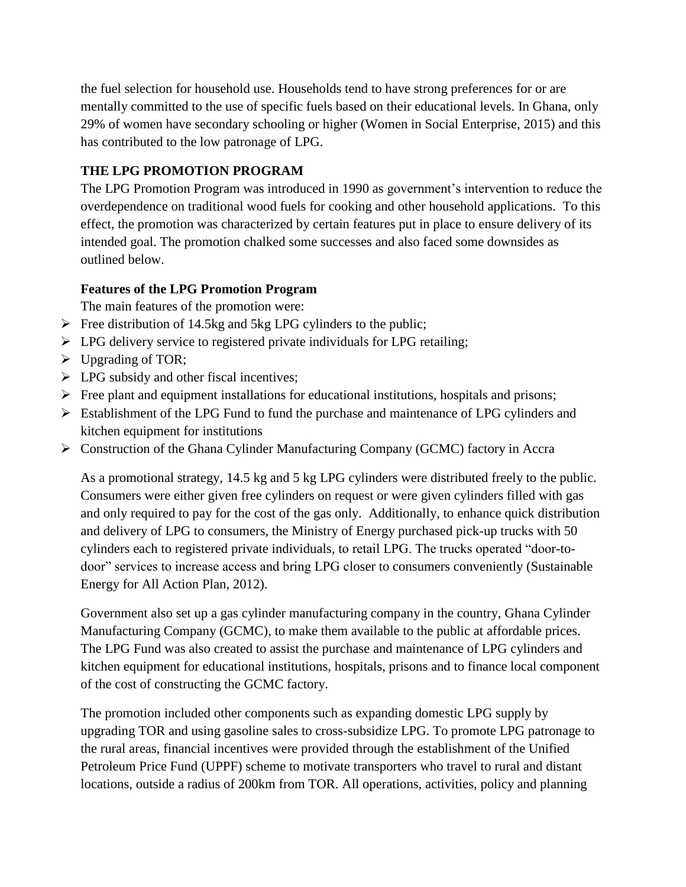the fuel selection for household use. Households tend to have strong preferences for or are mentally committed to the use of specific fuels based on their educational levels. In Ghana, only 29% of women have secondary schooling or higher (Women in Social Enterprise, 2015) and this has contributed to the low patronage of LPG.

## THE LPG PROMOTION PROGRAM

The LPG Promotion Program was introduced in 1990 as government's intervention to reduce the overdependence on traditional wood fuels for cooking and other household applications. To this effect, the promotion was characterized by certain features put in place to ensure delivery of its intended goal. The promotion chalked some successes and also faced some downsides as outlined below.

### Features of the LPG Promotion Program

The main features of the promotion were:

- Free distribution of 14.5kg and 5kg LPG cylinders to the public;
- LPG delivery service to registered private individuals for LPG retailing;
- Upgrading of TOR;
- LPG subsidy and other fiscal incentives;
- Free plant and equipment installations for educational institutions, hospitals and prisons;
- Establishment of the LPG Fund to fund the purchase and maintenance of LPG cylinders and kitchen equipment for institutions
- Construction of the Ghana Cylinder Manufacturing Company (GCMC) factory in Accra

As a promotional strategy, 14.5 kg and 5 kg LPG cylinders were distributed freely to the public. Consumers were either given free cylinders on request or were given cylinders filled with gas and only required to pay for the cost of the gas only. Additionally, to enhance quick distribution and delivery of LPG to consumers, the Ministry of Energy purchased pick-up trucks with 50 cylinders each to registered private individuals, to retail LPG. The trucks operated "door-to-door" services to increase access and bring LPG closer to consumers conveniently (Sustainable Energy for All Action Plan, 2012).

Government also set up a gas cylinder manufacturing company in the country, Ghana Cylinder Manufacturing Company (GCMC), to make them available to the public at affordable prices. The LPG Fund was also created to assist the purchase and maintenance of LPG cylinders and kitchen equipment for educational institutions, hospitals, prisons and to finance local component of the cost of constructing the GCMC factory.

The promotion included other components such as expanding domestic LPG supply by upgrading TOR and using gasoline sales to cross-subsidize LPG. To promote LPG patronage to the rural areas, financial incentives were provided through the establishment of the Unified Petroleum Price Fund (UPPF) scheme to motivate transporters who travel to rural and distant locations, outside a radius of 200km from TOR. All operations, activities, policy and planning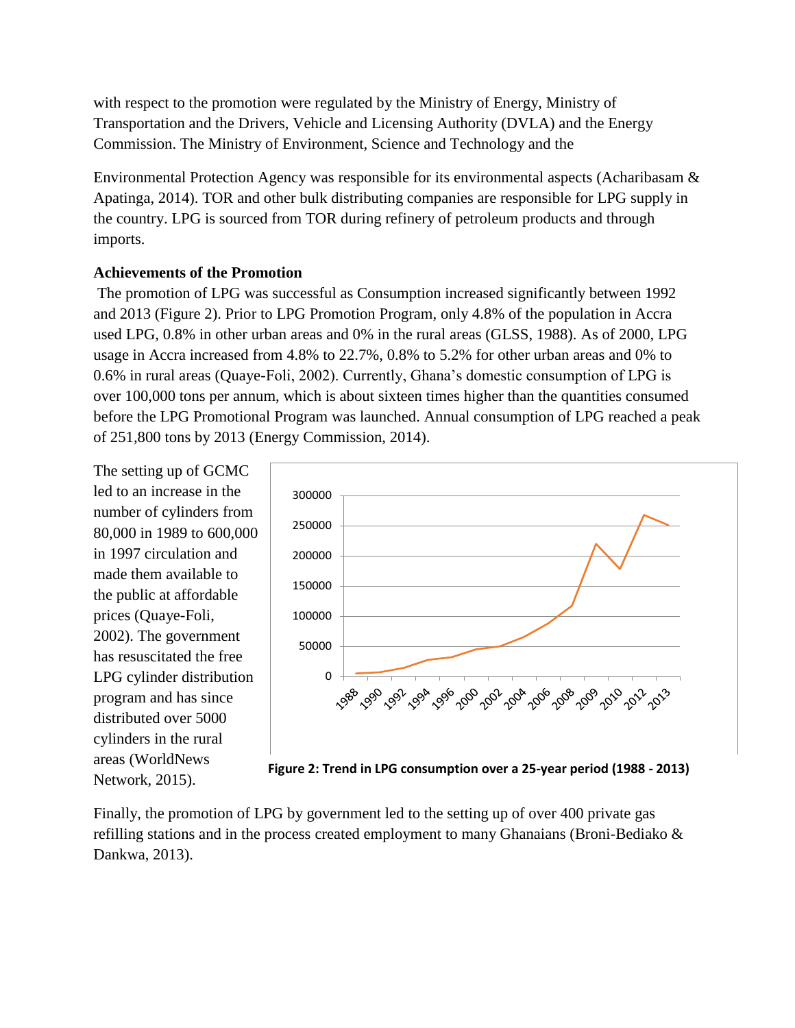with respect to the promotion were regulated by the Ministry of Energy, Ministry of Transportation and the Drivers, Vehicle and Licensing Authority (DVLA) and the Energy Commission. The Ministry of Environment, Science and Technology and the

Environmental Protection Agency was responsible for its environmental aspects (Acharibasam & Apatinga, 2014). TOR and other bulk distributing companies are responsible for LPG supply in the country. LPG is sourced from TOR during refinery of petroleum products and through imports.

**Achievements of the Promotion**

The promotion of LPG was successful as Consumption increased significantly between 1992 and 2013 (Figure 2). Prior to LPG Promotion Program, only 4.8% of the population in Accra used LPG, 0.8% in other urban areas and 0% in the rural areas (GLSS, 1988). As of 2000, LPG usage in Accra increased from 4.8% to 22.7%, 0.8% to 5.2% for other urban areas and 0% to 0.6% in rural areas (Quaye-Foli, 2002). Currently, Ghana's domestic consumption of LPG is over 100,000 tons per annum, which is about sixteen times higher than the quantities consumed before the LPG Promotional Program was launched. Annual consumption of LPG reached a peak of 251,800 tons by 2013 (Energy Commission, 2014).

The setting up of GCMC led to an increase in the number of cylinders from 80,000 in 1989 to 600,000 in 1997 circulation and made them available to the public at affordable prices (Quaye-Foli, 2002). The government has resuscitated the free LPG cylinder distribution program and has since distributed over 5000 cylinders in the rural areas (WorldNews Network, 2015).

**Figure 2: Trend in LPG consumption over a 25-year period (1988 - 2013)**

Finally, the promotion of LPG by government led to the setting up of over 400 private gas refilling stations and in the process created employment to many Ghanaians (Broni-Bediako & Dankwa, 2013).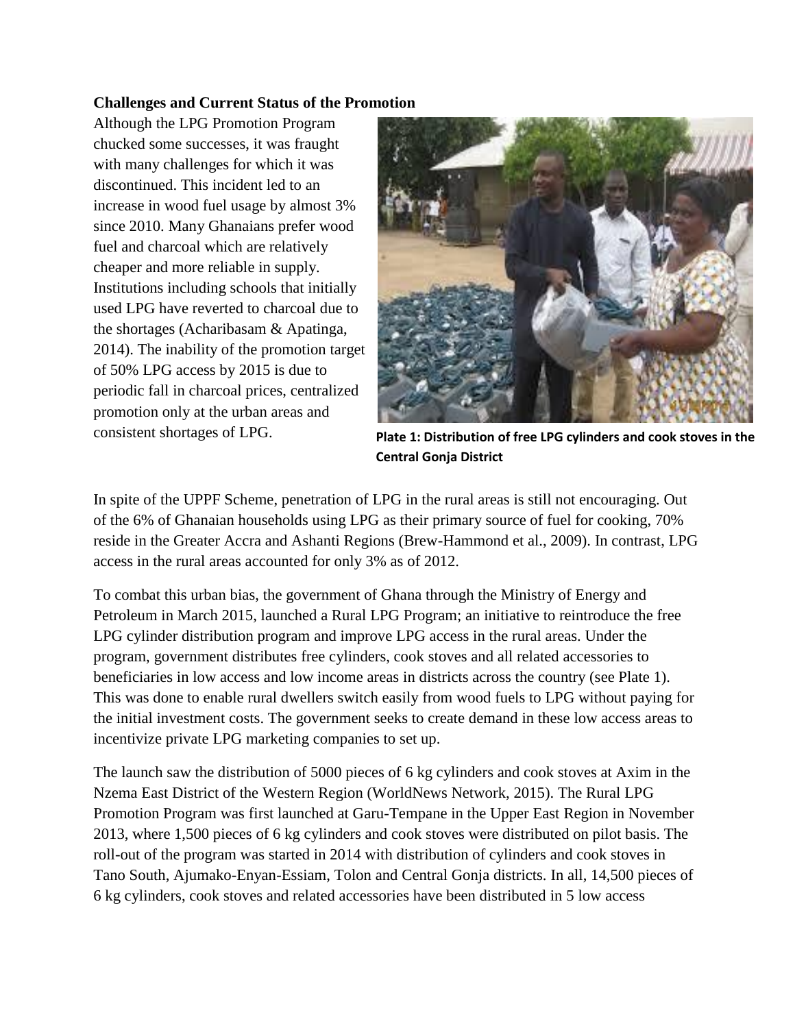**Challenges and Current Status of the Promotion**

Although the LPG Promotion Program chucked some successes, it was fraught with many challenges for which it was discontinued. This incident led to an increase in wood fuel usage by almost 3% since 2010. Many Ghanaians prefer wood fuel and charcoal which are relatively cheaper and more reliable in supply. Institutions including schools that initially used LPG have reverted to charcoal due to the shortages (Acharibasam & Apatinga, 2014). The inability of the promotion target of 50% LPG access by 2015 is due to periodic fall in charcoal prices, centralized promotion only at the urban areas and consistent shortages of LPG.

**Plate 1: Distribution of free LPG cylinders and cook stoves in the Central Gonja District**

In spite of the UPPF Scheme, penetration of LPG in the rural areas is still not encouraging. Out of the 6% of Ghanaian households using LPG as their primary source of fuel for cooking, 70% reside in the Greater Accra and Ashanti Regions (Brew-Hammond et al., 2009). In contrast, LPG access in the rural areas accounted for only 3% as of 2012.

To combat this urban bias, the government of Ghana through the Ministry of Energy and Petroleum in March 2015, launched a Rural LPG Program; an initiative to reintroduce the free LPG cylinder distribution program and improve LPG access in the rural areas. Under the program, government distributes free cylinders, cook stoves and all related accessories to beneficiaries in low access and low income areas in districts across the country (see Plate 1). This was done to enable rural dwellers switch easily from wood fuels to LPG without paying for the initial investment costs. The government seeks to create demand in these low access areas to incentivize private LPG marketing companies to set up.

The launch saw the distribution of 5000 pieces of 6 kg cylinders and cook stoves at Axim in the Nzema East District of the Western Region (WorldNews Network, 2015). The Rural LPG Promotion Program was first launched at Garu-Tempane in the Upper East Region in November 2013, where 1,500 pieces of 6 kg cylinders and cook stoves were distributed on pilot basis. The roll-out of the program was started in 2014 with distribution of cylinders and cook stoves in Tano South, Ajumako-Enyan-Essiam, Tolon and Central Gonja districts. In all, 14,500 pieces of 6 kg cylinders, cook stoves and related accessories have been distributed in 5 low access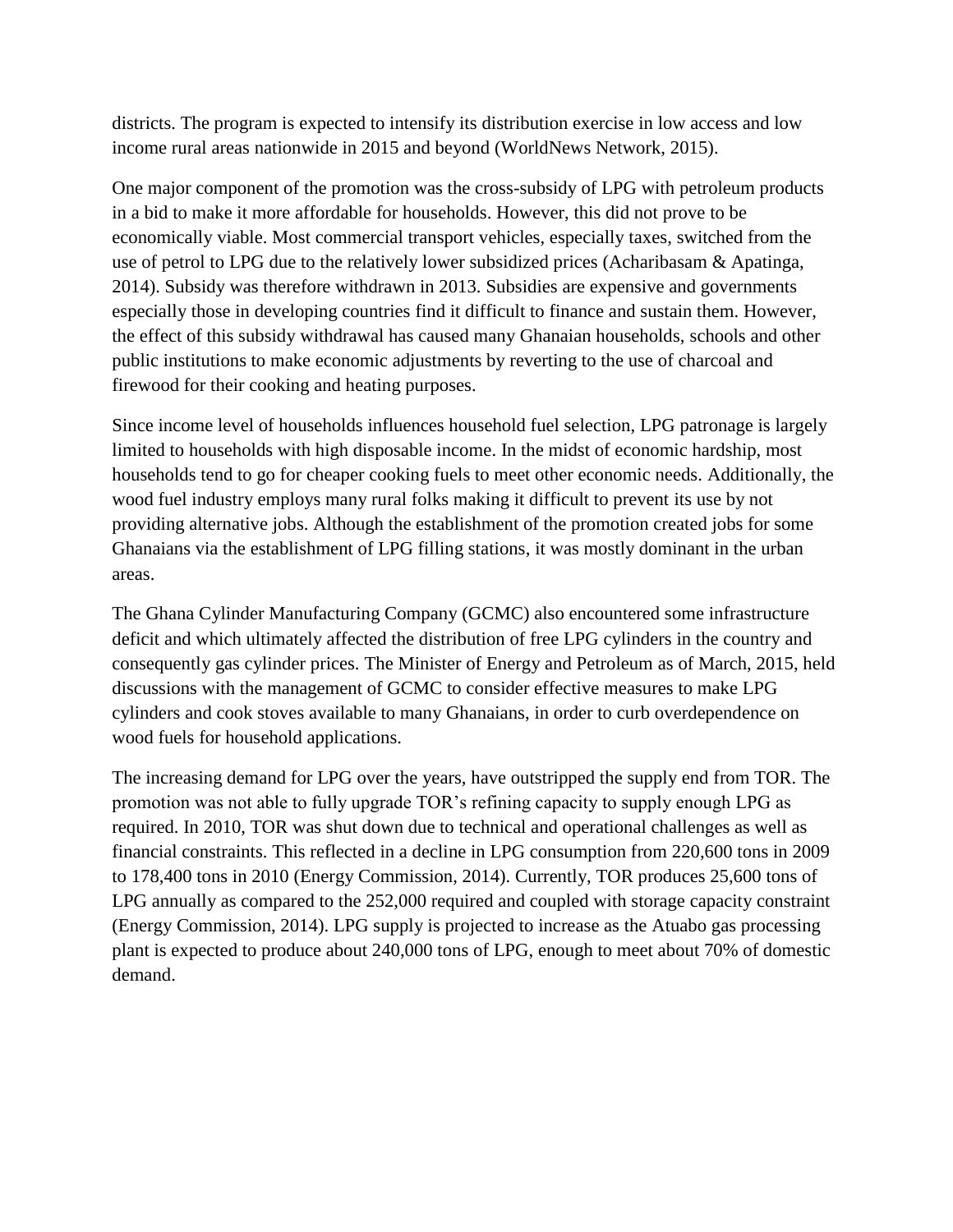districts. The program is expected to intensify its distribution exercise in low access and low income rural areas nationwide in 2015 and beyond (WorldNews Network, 2015).

One major component of the promotion was the cross-subsidy of LPG with petroleum products in a bid to make it more affordable for households. However, this did not prove to be economically viable. Most commercial transport vehicles, especially taxes, switched from the use of petrol to LPG due to the relatively lower subsidized prices (Acharibasam & Apatinga, 2014). Subsidy was therefore withdrawn in 2013. Subsidies are expensive and governments especially those in developing countries find it difficult to finance and sustain them. However, the effect of this subsidy withdrawal has caused many Ghanaian households, schools and other public institutions to make economic adjustments by reverting to the use of charcoal and firewood for their cooking and heating purposes.

Since income level of households influences household fuel selection, LPG patronage is largely limited to households with high disposable income. In the midst of economic hardship, most households tend to go for cheaper cooking fuels to meet other economic needs. Additionally, the wood fuel industry employs many rural folks making it difficult to prevent its use by not providing alternative jobs. Although the establishment of the promotion created jobs for some Ghanaians via the establishment of LPG filling stations, it was mostly dominant in the urban areas.

The Ghana Cylinder Manufacturing Company (GCMC) also encountered some infrastructure deficit and which ultimately affected the distribution of free LPG cylinders in the country and consequently gas cylinder prices. The Minister of Energy and Petroleum as of March, 2015, held discussions with the management of GCMC to consider effective measures to make LPG cylinders and cook stoves available to many Ghanaians, in order to curb overdependence on wood fuels for household applications.

The increasing demand for LPG over the years, have outstripped the supply end from TOR. The promotion was not able to fully upgrade TOR's refining capacity to supply enough LPG as required. In 2010, TOR was shut down due to technical and operational challenges as well as financial constraints. This reflected in a decline in LPG consumption from 220,600 tons in 2009 to 178,400 tons in 2010 (Energy Commission, 2014). Currently, TOR produces 25,600 tons of LPG annually as compared to the 252,000 required and coupled with storage capacity constraint (Energy Commission, 2014). LPG supply is projected to increase as the Atuabo gas processing plant is expected to produce about 240,000 tons of LPG, enough to meet about 70% of domestic demand.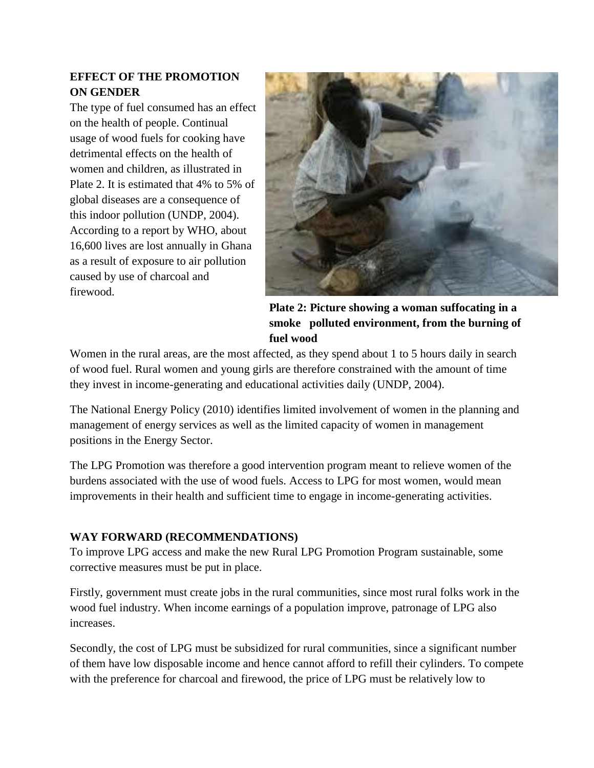## EFFECT OF THE PROMOTION ON GENDER

The type of fuel consumed has an effect on the health of people. Continual usage of wood fuels for cooking have detrimental effects on the health of women and children, as illustrated in Plate 2. It is estimated that 4% to 5% of global diseases are a consequence of this indoor pollution (UNDP, 2004). According to a report by WHO, about 16,600 lives are lost annually in Ghana as a result of exposure to air pollution caused by use of charcoal and firewood.

**Plate 2: Picture showing a woman suffocating in a smoke polluted environment, from the burning of fuel wood**

Women in the rural areas, are the most affected, as they spend about 1 to 5 hours daily in search of wood fuel. Rural women and young girls are therefore constrained with the amount of time they invest in income-generating and educational activities daily (UNDP, 2004).

The National Energy Policy (2010) identifies limited involvement of women in the planning and management of energy services as well as the limited capacity of women in management positions in the Energy Sector.

The LPG Promotion was therefore a good intervention program meant to relieve women of the burdens associated with the use of wood fuels. Access to LPG for most women, would mean improvements in their health and sufficient time to engage in income-generating activities.

## WAY FORWARD (RECOMMENDATIONS)

To improve LPG access and make the new Rural LPG Promotion Program sustainable, some corrective measures must be put in place.

Firstly, government must create jobs in the rural communities, since most rural folks work in the wood fuel industry. When income earnings of a population improve, patronage of LPG also increases.

Secondly, the cost of LPG must be subsidized for rural communities, since a significant number of them have low disposable income and hence cannot afford to refill their cylinders. To compete with the preference for charcoal and firewood, the price of LPG must be relatively low to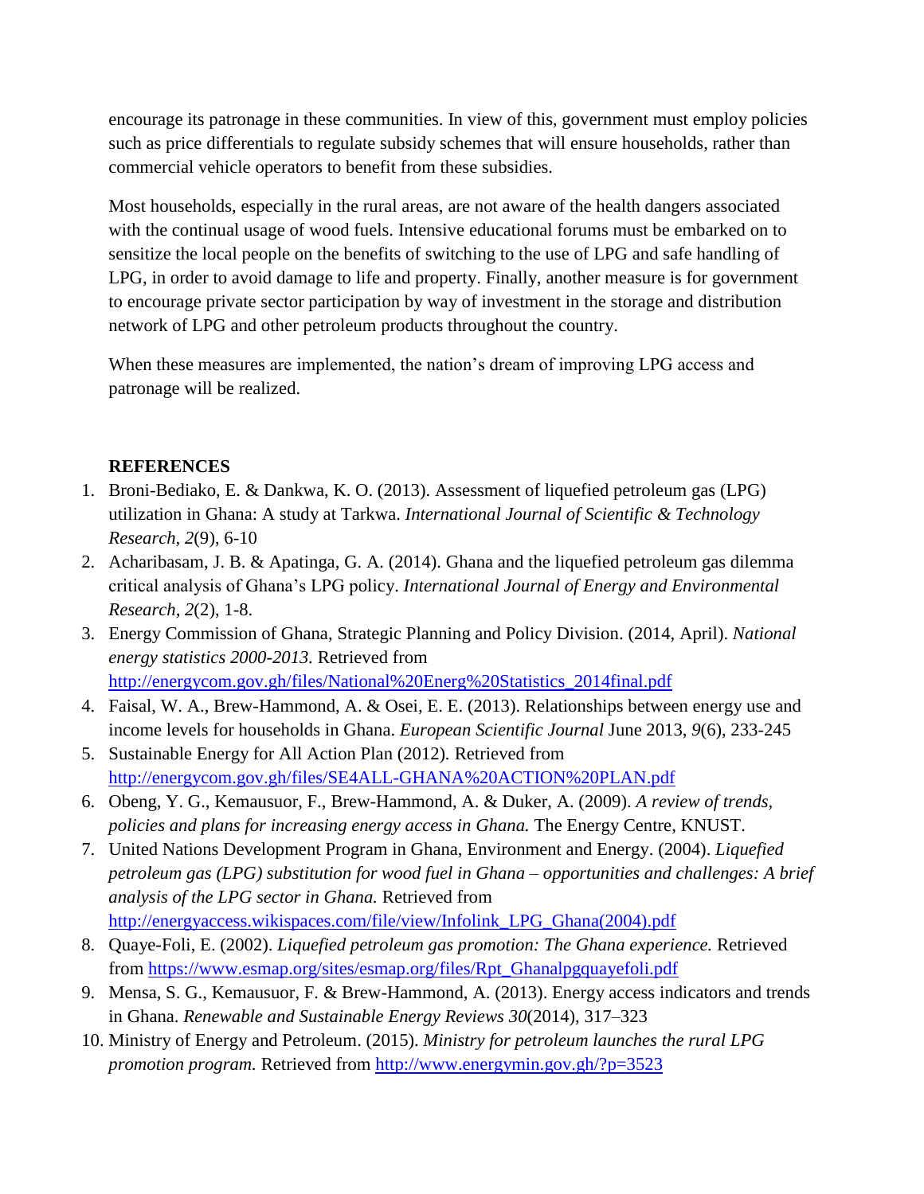encourage its patronage in these communities. In view of this, government must employ policies such as price differentials to regulate subsidy schemes that will ensure households, rather than commercial vehicle operators to benefit from these subsidies.

Most households, especially in the rural areas, are not aware of the health dangers associated with the continual usage of wood fuels. Intensive educational forums must be embarked on to sensitize the local people on the benefits of switching to the use of LPG and safe handling of LPG, in order to avoid damage to life and property. Finally, another measure is for government to encourage private sector participation by way of investment in the storage and distribution network of LPG and other petroleum products throughout the country.

When these measures are implemented, the nation's dream of improving LPG access and patronage will be realized.

## REFERENCES

1. Broni-Bediako, E. & Dankwa, K. O. (2013). Assessment of liquefied petroleum gas (LPG) utilization in Ghana: A study at Tarkwa. *International Journal of Scientific & Technology Research*, *2*(9), 6-10
2. Acharibasam, J. B. & Apatinga, G. A. (2014). Ghana and the liquefied petroleum gas dilemma critical analysis of Ghana's LPG policy. *International Journal of Energy and Environmental Research*, *2*(2), 1-8.
3. Energy Commission of Ghana, Strategic Planning and Policy Division. (2014, April). *National energy statistics 2000-2013.* Retrieved from http://energycom.gov.gh/files/National%20Energ%20Statistics_2014final.pdf
4. Faisal, W. A., Brew-Hammond, A. & Osei, E. E. (2013). Relationships between energy use and income levels for households in Ghana. *European Scientific Journal* June 2013, *9*(6), 233-245
5. Sustainable Energy for All Action Plan (2012). Retrieved from http://energycom.gov.gh/files/SE4ALL-GHANA%20ACTION%20PLAN.pdf
6. Obeng, Y. G., Kemausuor, F., Brew-Hammond, A. & Duker, A. (2009). *A review of trends, policies and plans for increasing energy access in Ghana.* The Energy Centre, KNUST.
7. United Nations Development Program in Ghana, Environment and Energy. (2004). *Liquefied petroleum gas (LPG) substitution for wood fuel in Ghana – opportunities and challenges: A brief analysis of the LPG sector in Ghana.* Retrieved from http://energyaccess.wikispaces.com/file/view/Infolink_LPG_Ghana(2004).pdf
8. Quaye-Foli, E. (2002). *Liquefied petroleum gas promotion: The Ghana experience.* Retrieved from https://www.esmap.org/sites/esmap.org/files/Rpt_Ghanalpgquayefoli.pdf
9. Mensa, S. G., Kemausuor, F. & Brew-Hammond, A. (2013). Energy access indicators and trends in Ghana. *Renewable and Sustainable Energy Reviews 30*(2014), 317–323
10. Ministry of Energy and Petroleum. (2015). *Ministry for petroleum launches the rural LPG promotion program.* Retrieved from http://www.energymin.gov.gh/?p=3523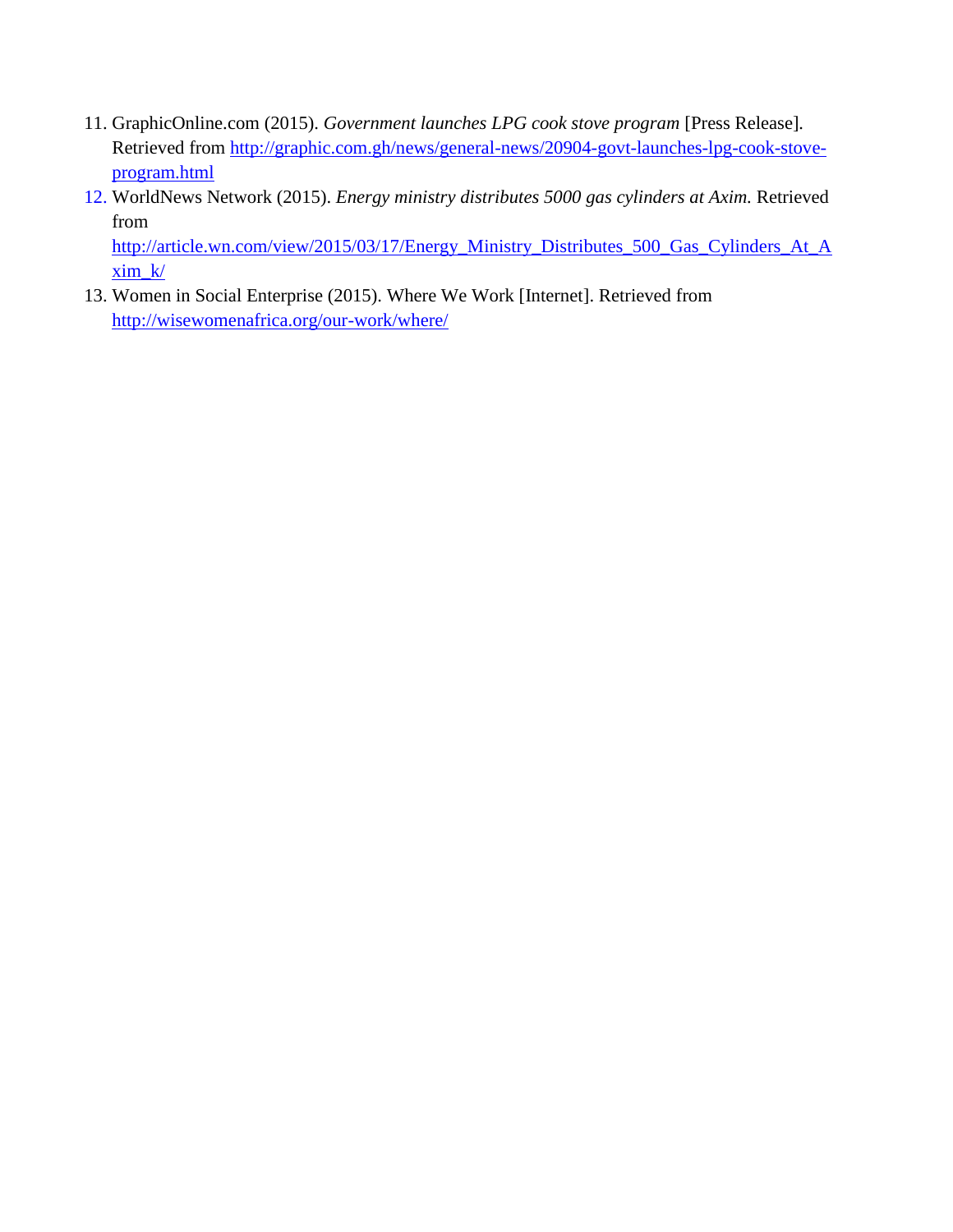11. GraphicOnline.com (2015). *Government launches LPG cook stove program* [Press Release]. Retrieved from http://graphic.com.gh/news/general-news/20904-govt-launches-lpg-cook-stove-program.html
12. WorldNews Network (2015). *Energy ministry distributes 5000 gas cylinders at Axim.* Retrieved from http://article.wn.com/view/2015/03/17/Energy_Ministry_Distributes_500_Gas_Cylinders_At_Axim_k/
13. Women in Social Enterprise (2015). Where We Work [Internet]. Retrieved from http://wisewomenafrica.org/our-work/where/